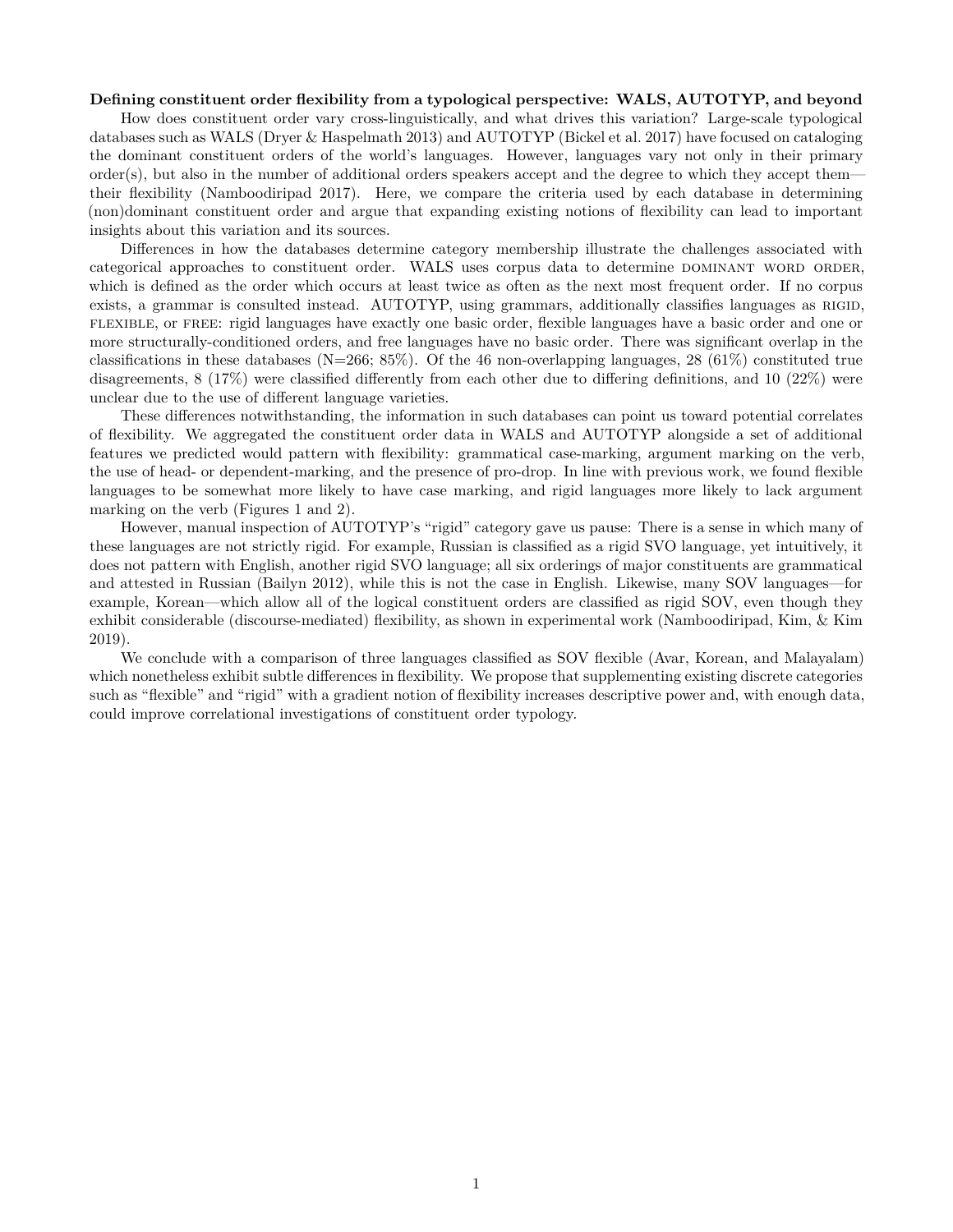**Defining constituent order flexibility from a typological perspective: WALS, AUTOTYP, and beyond**

How does constituent order vary cross-linguistically, and what drives this variation? Large-scale typological databases such as WALS (Dryer & Haspelmath 2013) and AUTOTYP (Bickel et al. 2017) have focused on cataloging the dominant constituent orders of the world's languages. However, languages vary not only in their primary order(s), but also in the number of additional orders speakers accept and the degree to which they accept them—their flexibility (Namboodiripad 2017). Here, we compare the criteria used by each database in determining (non)dominant constituent order and argue that expanding existing notions of flexibility can lead to important insights about this variation and its sources.

Differences in how the databases determine category membership illustrate the challenges associated with categorical approaches to constituent order. WALS uses corpus data to determine DOMINANT WORD ORDER, which is defined as the order which occurs at least twice as often as the next most frequent order. If no corpus exists, a grammar is consulted instead. AUTOTYP, using grammars, additionally classifies languages as RIGID, FLEXIBLE, or FREE: rigid languages have exactly one basic order, flexible languages have a basic order and one or more structurally-conditioned orders, and free languages have no basic order. There was significant overlap in the classifications in these databases (N=266; 85%). Of the 46 non-overlapping languages, 28 (61%) constituted true disagreements, 8 (17%) were classified differently from each other due to differing definitions, and 10 (22%) were unclear due to the use of different language varieties.

These differences notwithstanding, the information in such databases can point us toward potential correlates of flexibility. We aggregated the constituent order data in WALS and AUTOTYP alongside a set of additional features we predicted would pattern with flexibility: grammatical case-marking, argument marking on the verb, the use of head- or dependent-marking, and the presence of pro-drop. In line with previous work, we found flexible languages to be somewhat more likely to have case marking, and rigid languages more likely to lack argument marking on the verb (Figures 1 and 2).

However, manual inspection of AUTOTYP's "rigid" category gave us pause: There is a sense in which many of these languages are not strictly rigid. For example, Russian is classified as a rigid SVO language, yet intuitively, it does not pattern with English, another rigid SVO language; all six orderings of major constituents are grammatical and attested in Russian (Bailyn 2012), while this is not the case in English. Likewise, many SOV languages—for example, Korean—which allow all of the logical constituent orders are classified as rigid SOV, even though they exhibit considerable (discourse-mediated) flexibility, as shown in experimental work (Namboodiripad, Kim, & Kim 2019).

We conclude with a comparison of three languages classified as SOV flexible (Avar, Korean, and Malayalam) which nonetheless exhibit subtle differences in flexibility. We propose that supplementing existing discrete categories such as "flexible" and "rigid" with a gradient notion of flexibility increases descriptive power and, with enough data, could improve correlational investigations of constituent order typology.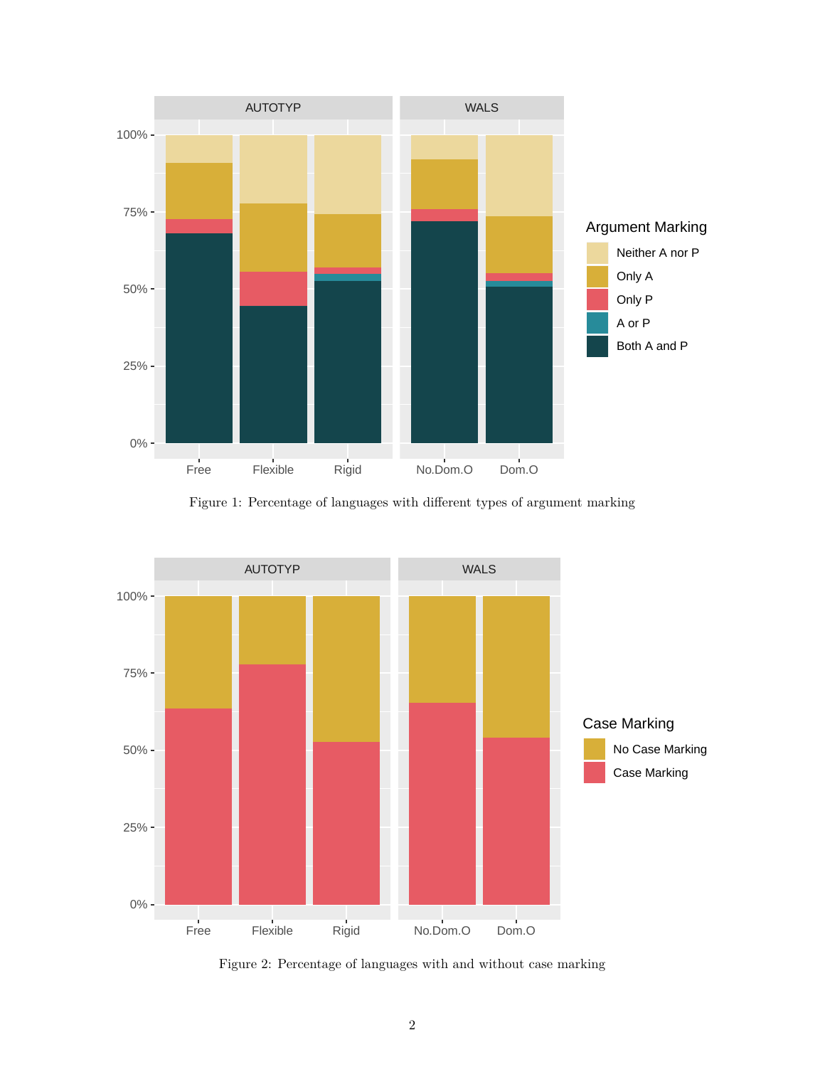AUTOTYP

WALS

100%

75%

50%

25%

0%

Free

Flexible

Rigid

No.Dom.O

Dom.O

Argument Marking

Neither A nor P

Only A

Only P

A or P

Both A and P

Figure 1: Percentage of languages with different types of argument marking

AUTOTYP

WALS

100%

75%

50%

25%

0%

Free

Flexible

Rigid

No.Dom.O

Dom.O

Case Marking

No Case Marking

Case Marking

Figure 2: Percentage of languages with and without case marking